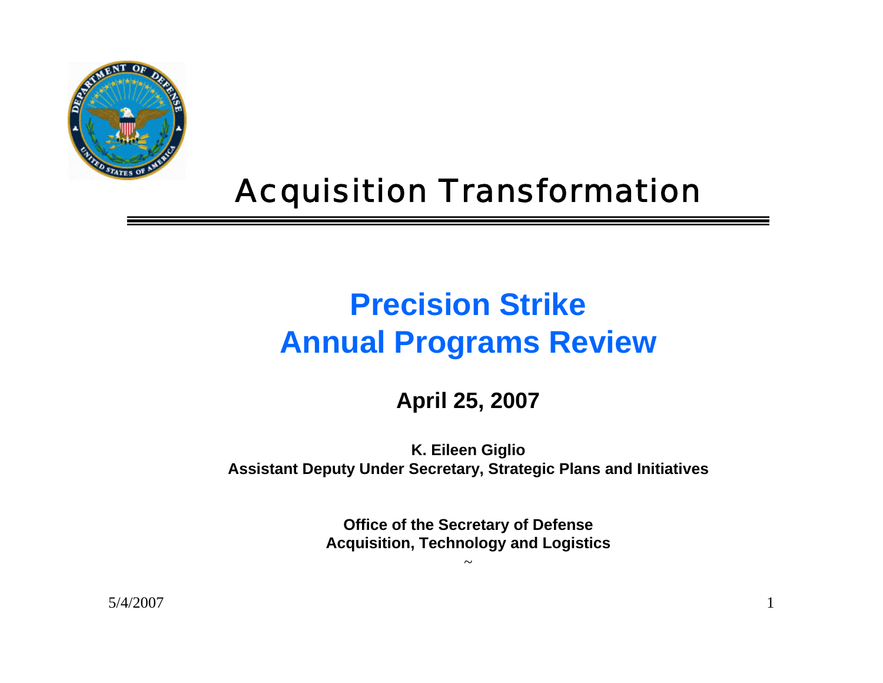# Acquisition Transformation

## Precision Strike Annual Programs Review

**April 25, 2007**

**K. Eileen Giglio**
**Assistant Deputy Under Secretary, Strategic Plans and Initiatives**

**Office of the Secretary of Defense**
**Acquisition, Technology and Logistics**

~

5/4/2007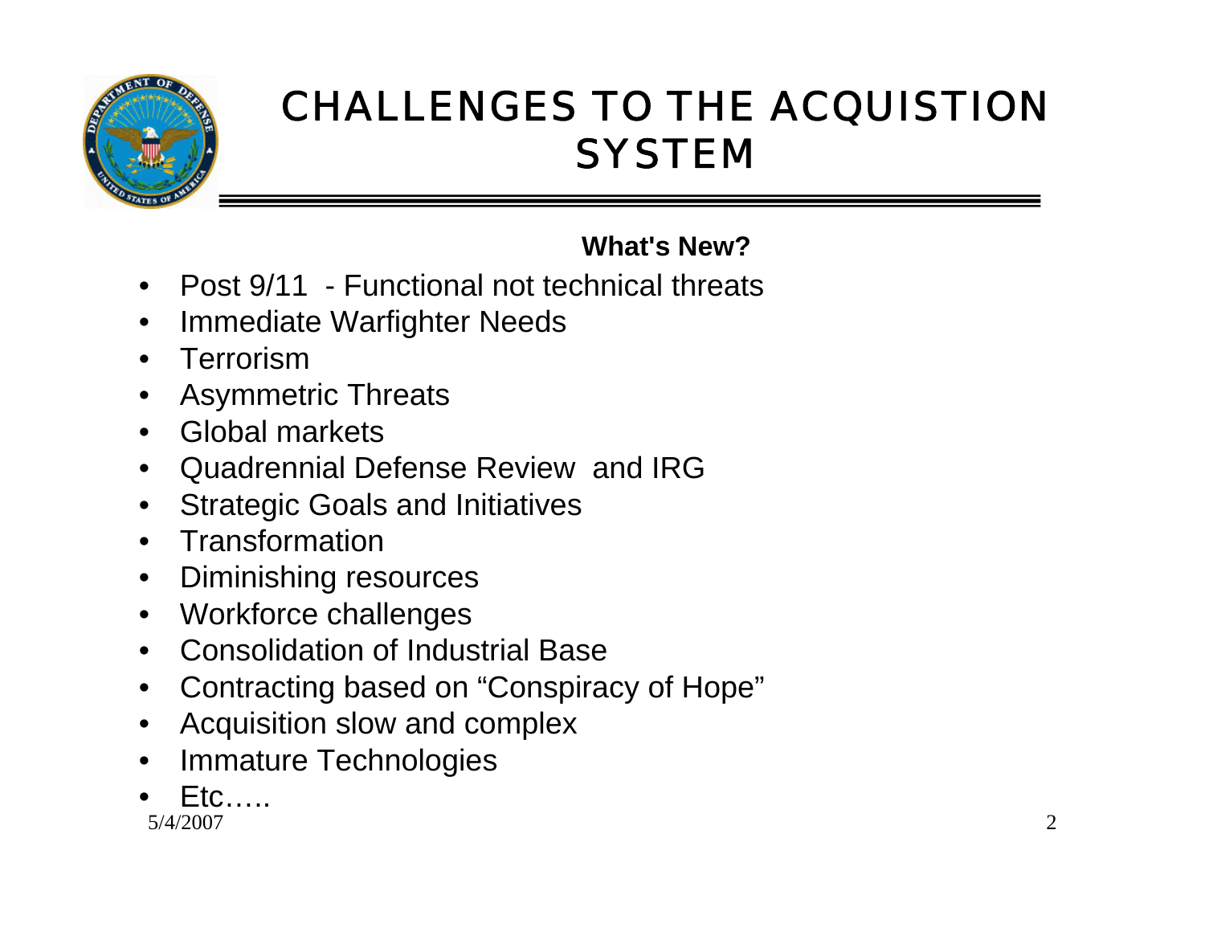# CHALLENGES TO THE ACQUISTION SYSTEM

**What's New?**

- Post 9/11 - Functional not technical threats
- Immediate Warfighter Needs
- Terrorism
- Asymmetric Threats
- Global markets
- Quadrennial Defense Review and IRG
- Strategic Goals and Initiatives
- Transformation
- Diminishing resources
- Workforce challenges
- Consolidation of Industrial Base
- Contracting based on "Conspiracy of Hope"
- Acquisition slow and complex
- Immature Technologies
- Etc…..

5/4/2007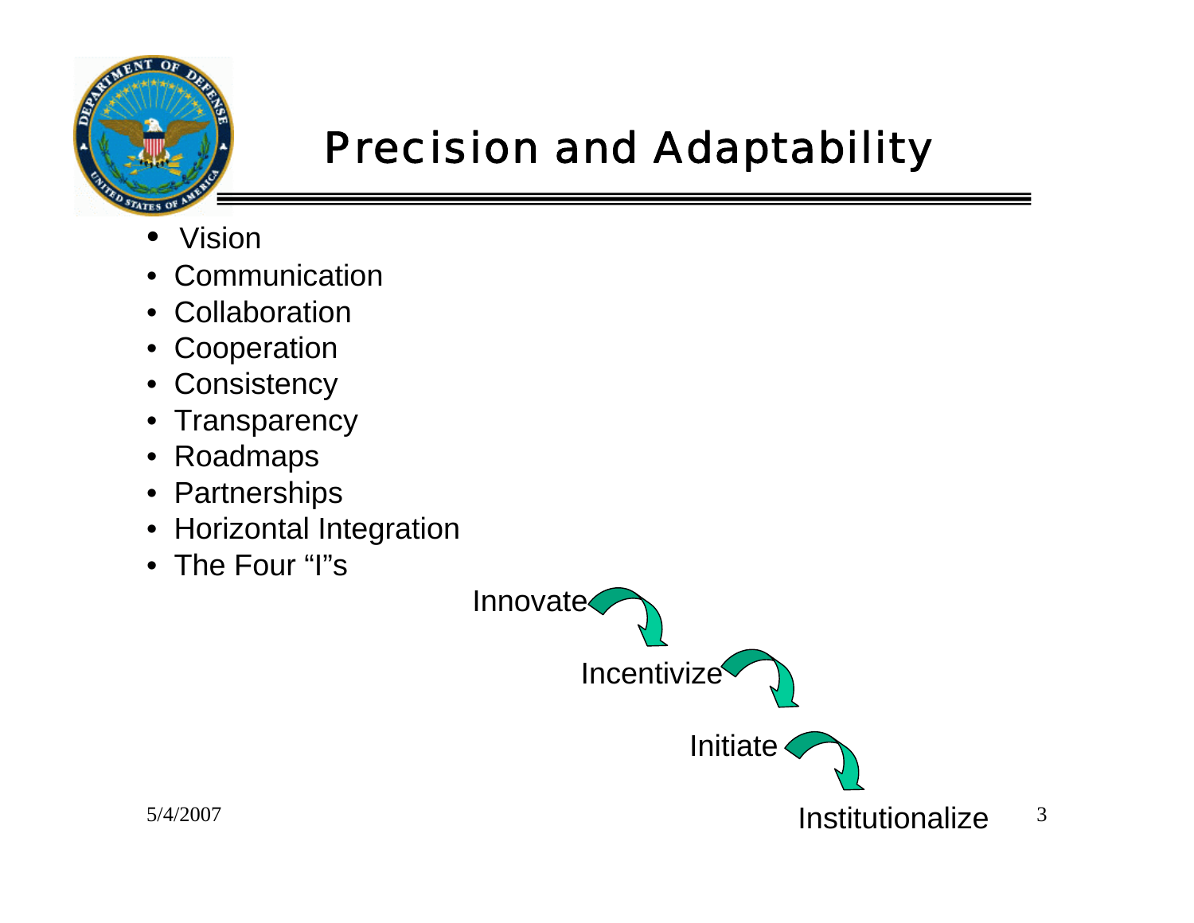# Precision and Adaptability

- Vision
- Communication
- Collaboration
- Cooperation
- Consistency
- Transparency
- Roadmaps
- Partnerships
- Horizontal Integration
- The Four “I”s

Innovate → Incentivize → Initiate → Institutionalize

5/4/2007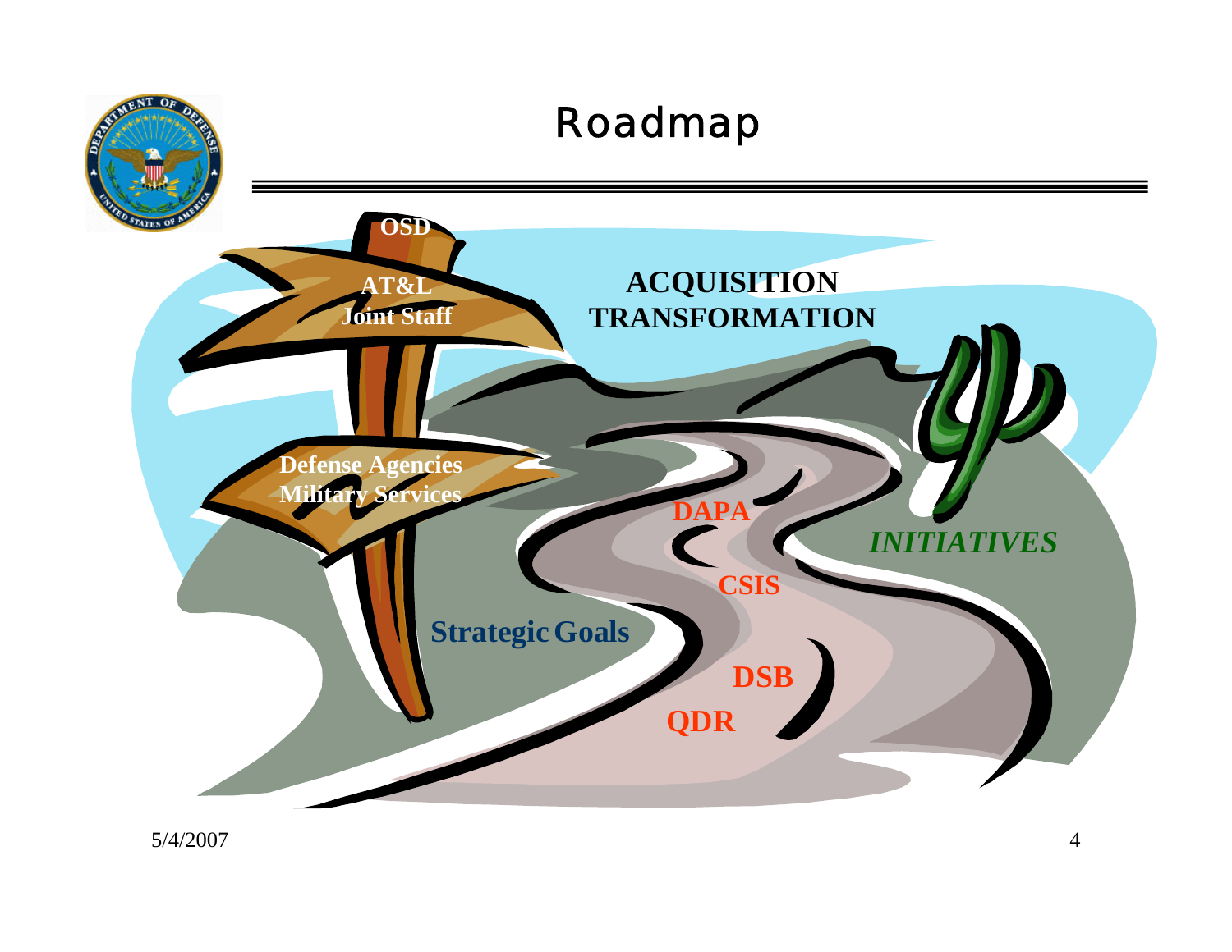# Roadmap

OSD

AT&L
Joint Staff

ACQUISITION
TRANSFORMATION

Defense Agencies
Military Services

DAPA

*INITIATIVES*

CSIS

Strategic Goals

DSB

QDR

5/4/2007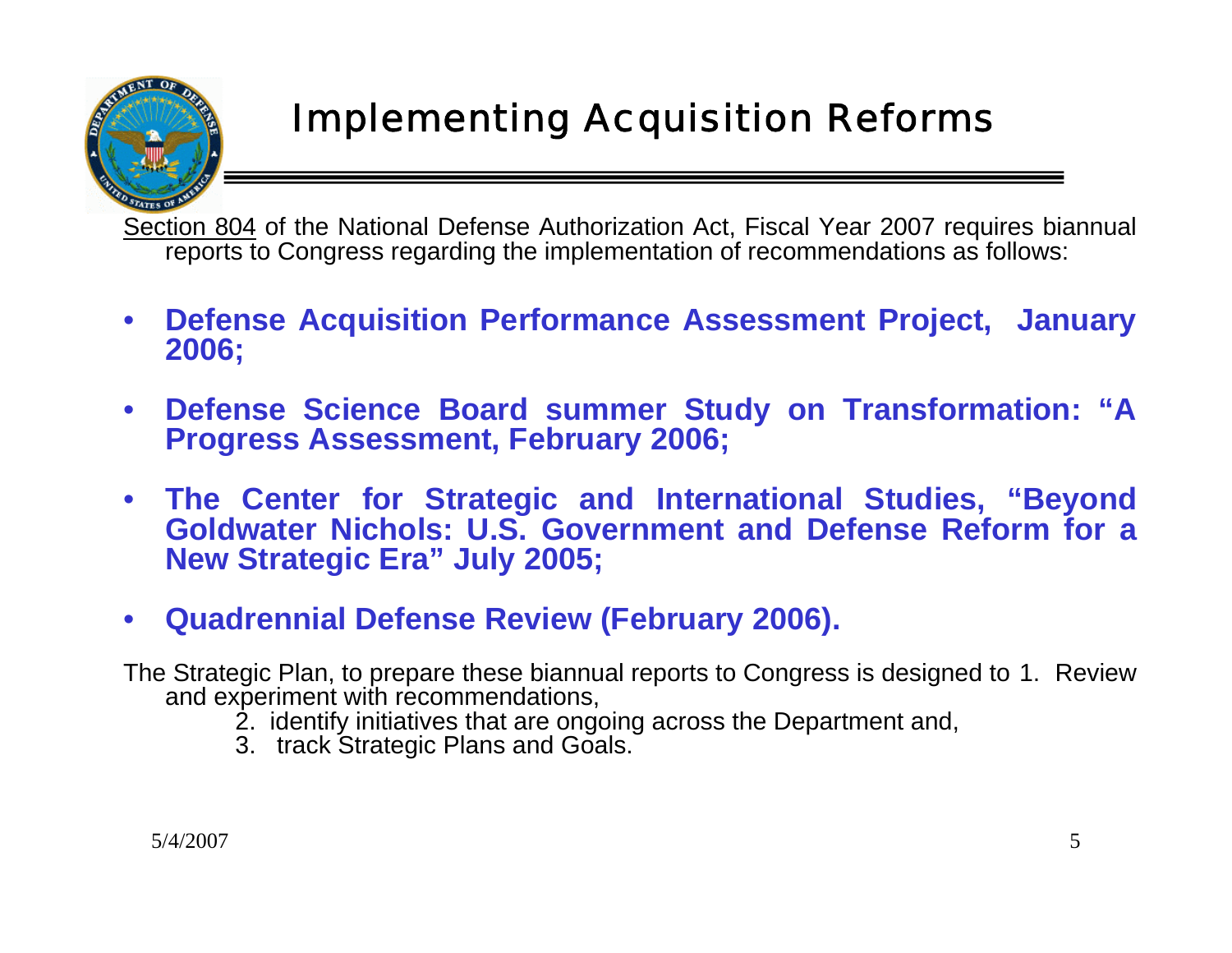# Implementing Acquisition Reforms

Section 804 of the National Defense Authorization Act, Fiscal Year 2007 requires biannual reports to Congress regarding the implementation of recommendations as follows:

- **Defense Acquisition Performance Assessment Project, January 2006;**
- **Defense Science Board summer Study on Transformation: "A Progress Assessment, February 2006;**
- **The Center for Strategic and International Studies, "Beyond Goldwater Nichols: U.S. Government and Defense Reform for a New Strategic Era" July 2005;**
- **Quadrennial Defense Review (February 2006).**

The Strategic Plan, to prepare these biannual reports to Congress is designed to 1. Review and experiment with recommendations,

2. identify initiatives that are ongoing across the Department and,
3. track Strategic Plans and Goals.

5/4/2007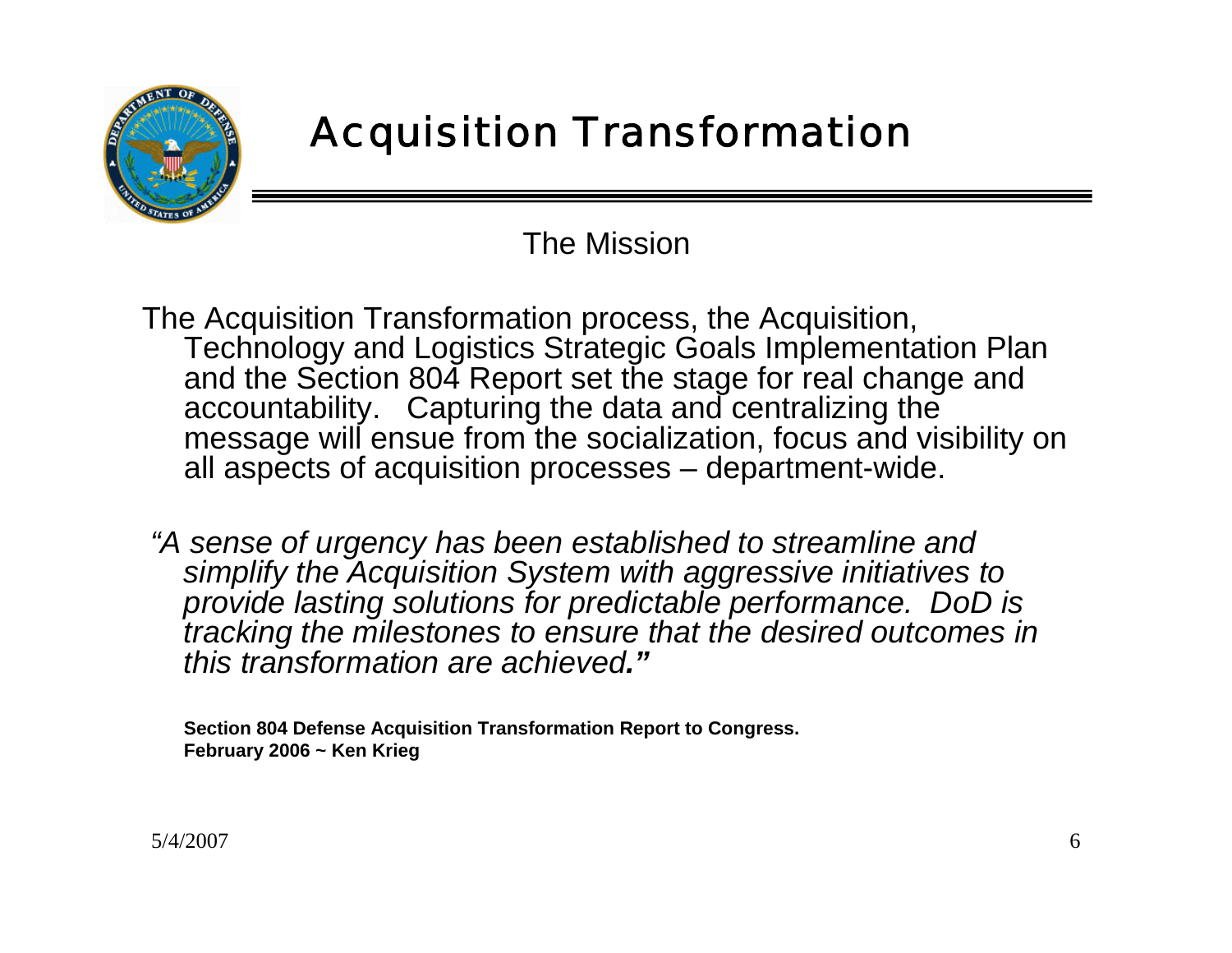# Acquisition Transformation

## The Mission

The Acquisition Transformation process, the Acquisition, Technology and Logistics Strategic Goals Implementation Plan and the Section 804 Report set the stage for real change and accountability. Capturing the data and centralizing the message will ensue from the socialization, focus and visibility on all aspects of acquisition processes – department-wide.

*"A sense of urgency has been established to streamline and simplify the Acquisition System with aggressive initiatives to provide lasting solutions for predictable performance. DoD is tracking the milestones to ensure that the desired outcomes in this transformation are achieved."*

**Section 804 Defense Acquisition Transformation Report to Congress.**
**February 2006 ~ Ken Krieg**

5/4/2007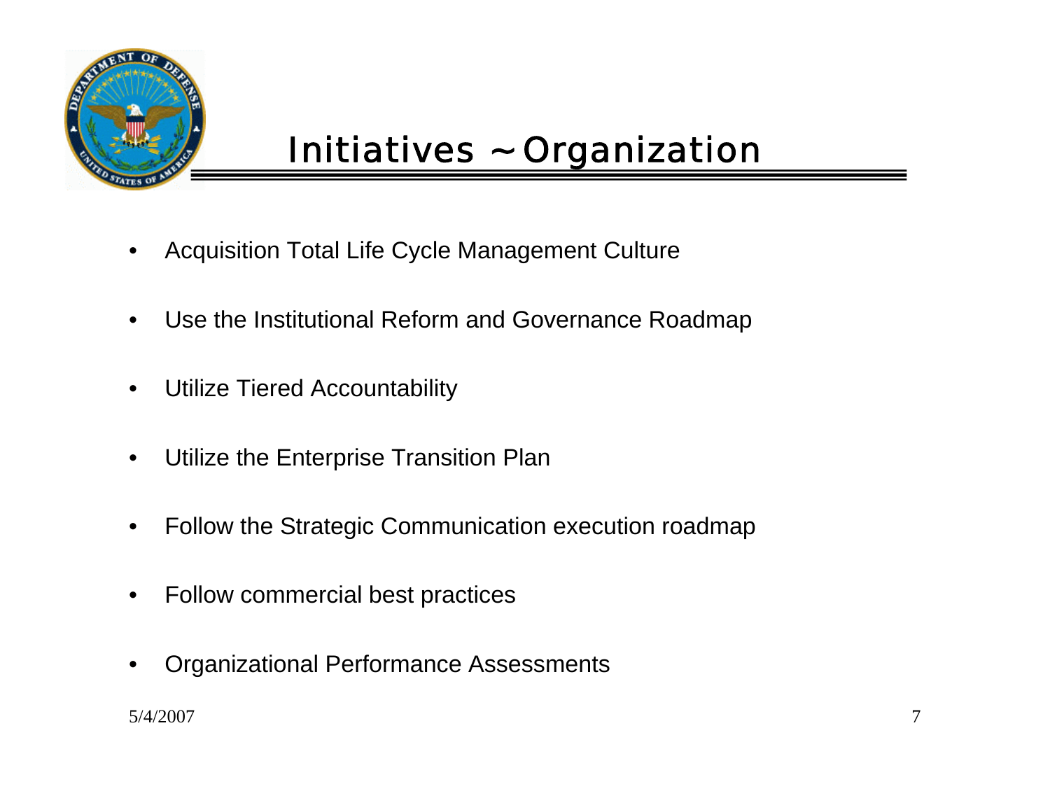# Initiatives ~ Organization

- Acquisition Total Life Cycle Management Culture
- Use the Institutional Reform and Governance Roadmap
- Utilize Tiered Accountability
- Utilize the Enterprise Transition Plan
- Follow the Strategic Communication execution roadmap
- Follow commercial best practices
- Organizational Performance Assessments

5/4/2007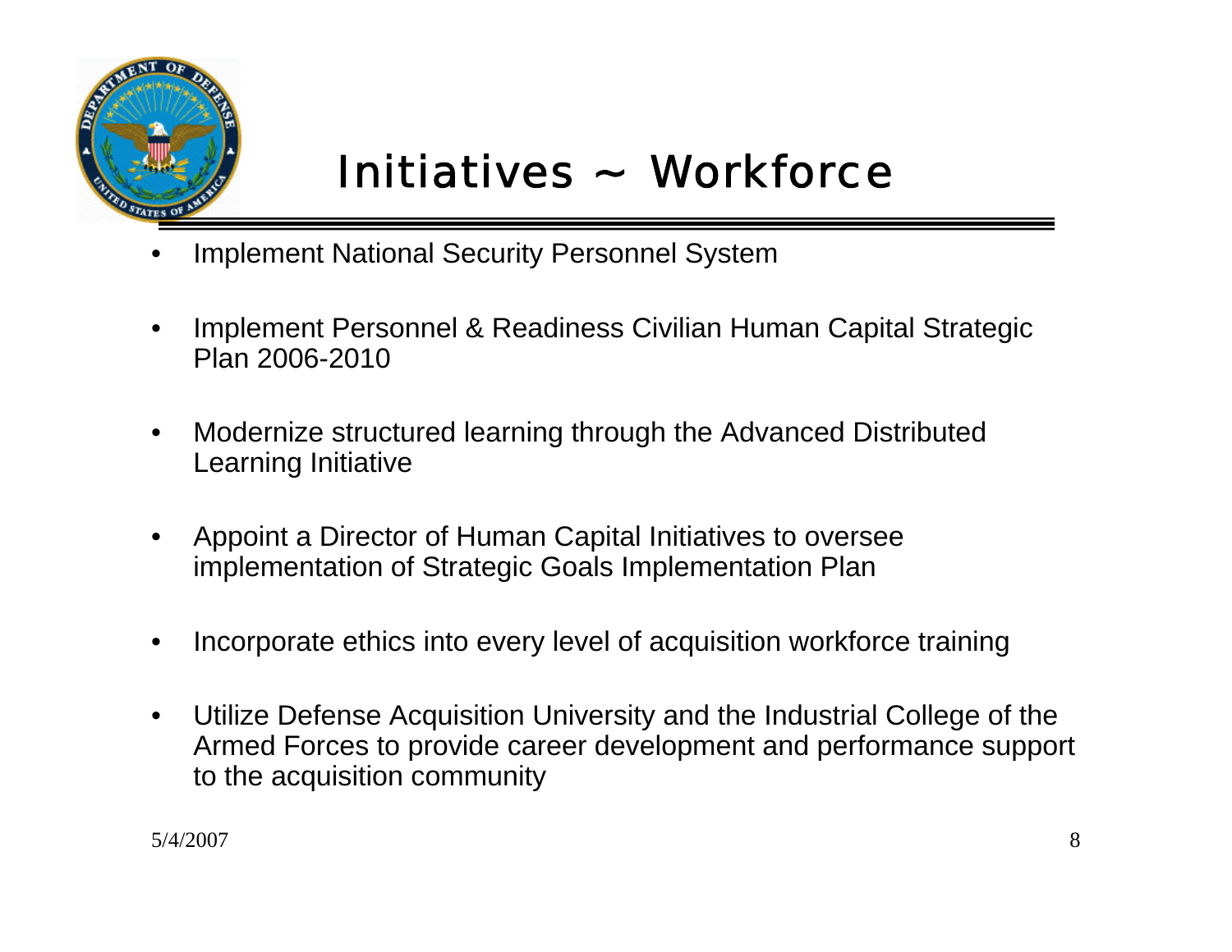# Initiatives ~ Workforce

- Implement National Security Personnel System
- Implement Personnel & Readiness Civilian Human Capital Strategic Plan 2006-2010
- Modernize structured learning through the Advanced Distributed Learning Initiative
- Appoint a Director of Human Capital Initiatives to oversee implementation of Strategic Goals Implementation Plan
- Incorporate ethics into every level of acquisition workforce training
- Utilize Defense Acquisition University and the Industrial College of the Armed Forces to provide career development and performance support to the acquisition community

5/4/2007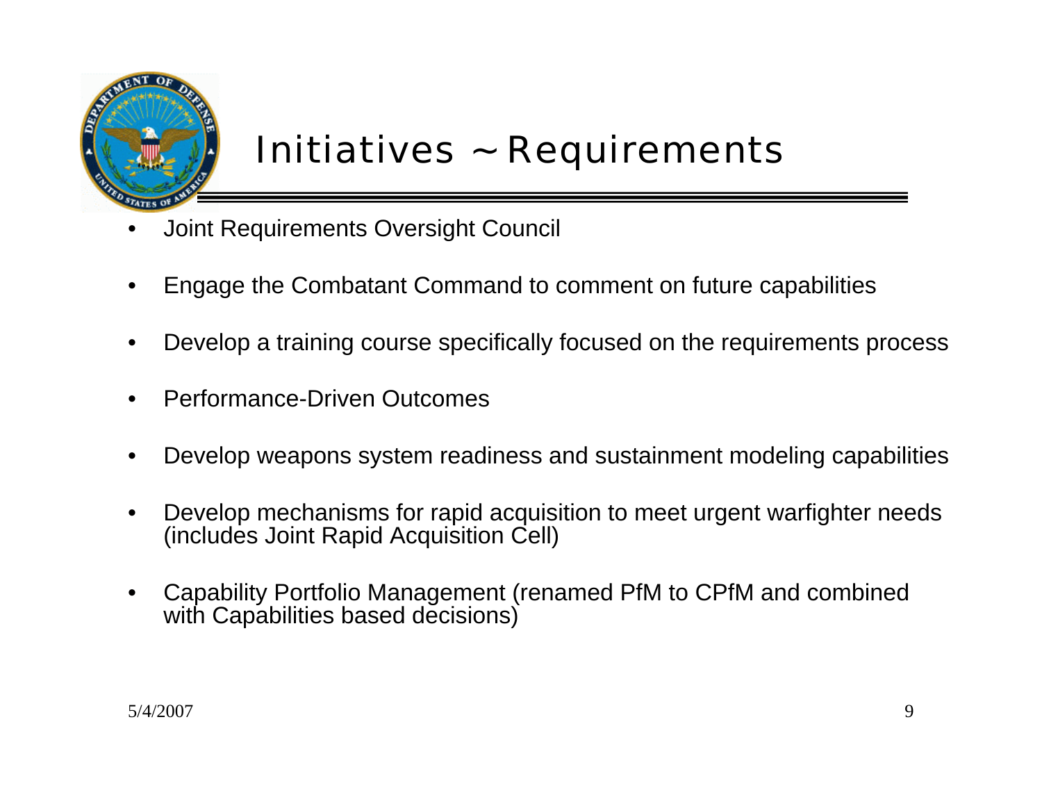# Initiatives ~ Requirements

- Joint Requirements Oversight Council
- Engage the Combatant Command to comment on future capabilities
- Develop a training course specifically focused on the requirements process
- Performance-Driven Outcomes
- Develop weapons system readiness and sustainment modeling capabilities
- Develop mechanisms for rapid acquisition to meet urgent warfighter needs (includes Joint Rapid Acquisition Cell)
- Capability Portfolio Management (renamed PfM to CPfM and combined with Capabilities based decisions)

5/4/2007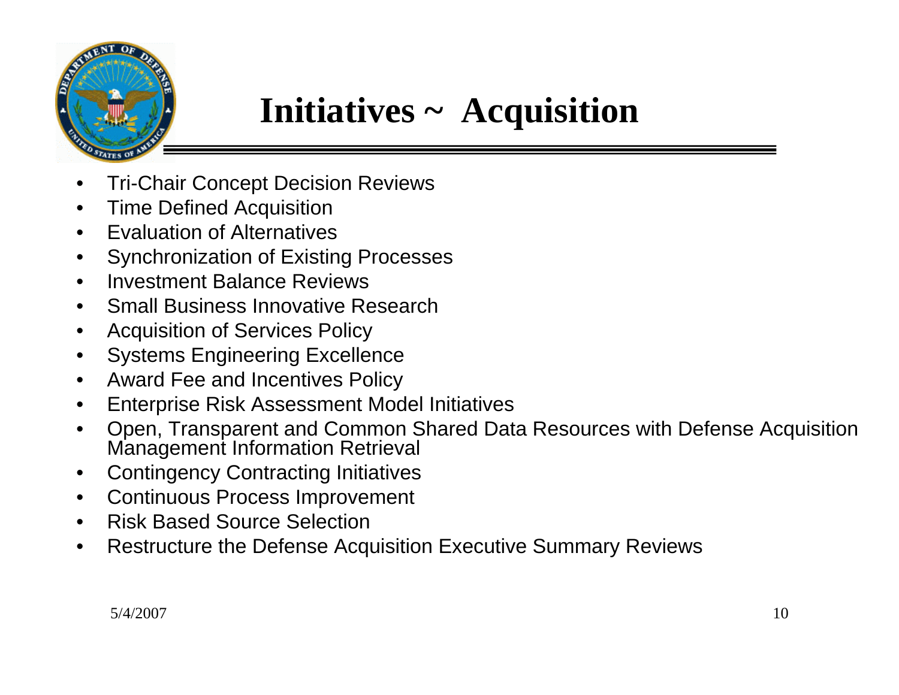# Initiatives ~ Acquisition

- Tri-Chair Concept Decision Reviews
- Time Defined Acquisition
- Evaluation of Alternatives
- Synchronization of Existing Processes
- Investment Balance Reviews
- Small Business Innovative Research
- Acquisition of Services Policy
- Systems Engineering Excellence
- Award Fee and Incentives Policy
- Enterprise Risk Assessment Model Initiatives
- Open, Transparent and Common Shared Data Resources with Defense Acquisition Management Information Retrieval
- Contingency Contracting Initiatives
- Continuous Process Improvement
- Risk Based Source Selection
- Restructure the Defense Acquisition Executive Summary Reviews

5/4/2007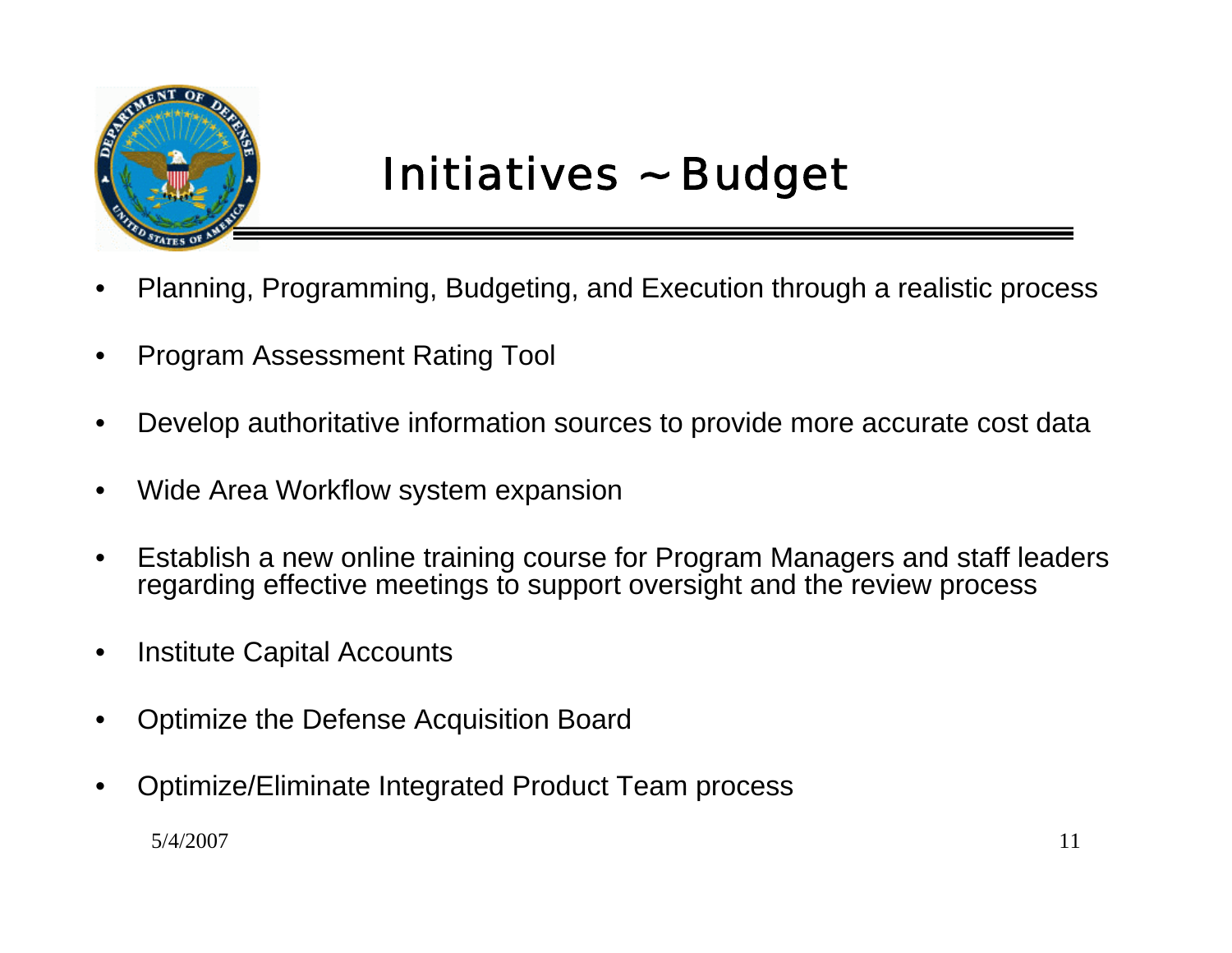# Initiatives ~ Budget

- Planning, Programming, Budgeting, and Execution through a realistic process
- Program Assessment Rating Tool
- Develop authoritative information sources to provide more accurate cost data
- Wide Area Workflow system expansion
- Establish a new online training course for Program Managers and staff leaders regarding effective meetings to support oversight and the review process
- Institute Capital Accounts
- Optimize the Defense Acquisition Board
- Optimize/Eliminate Integrated Product Team process

5/4/2007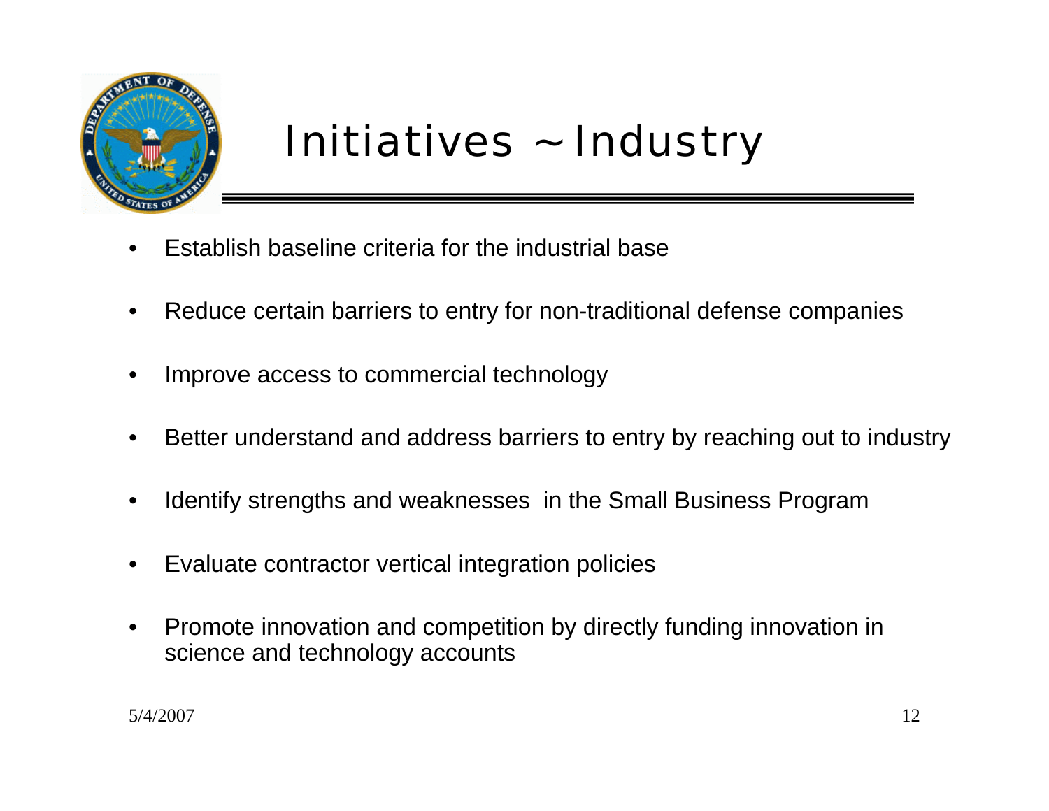# Initiatives ~ Industry

- Establish baseline criteria for the industrial base
- Reduce certain barriers to entry for non-traditional defense companies
- Improve access to commercial technology
- Better understand and address barriers to entry by reaching out to industry
- Identify strengths and weaknesses in the Small Business Program
- Evaluate contractor vertical integration policies
- Promote innovation and competition by directly funding innovation in science and technology accounts

5/4/2007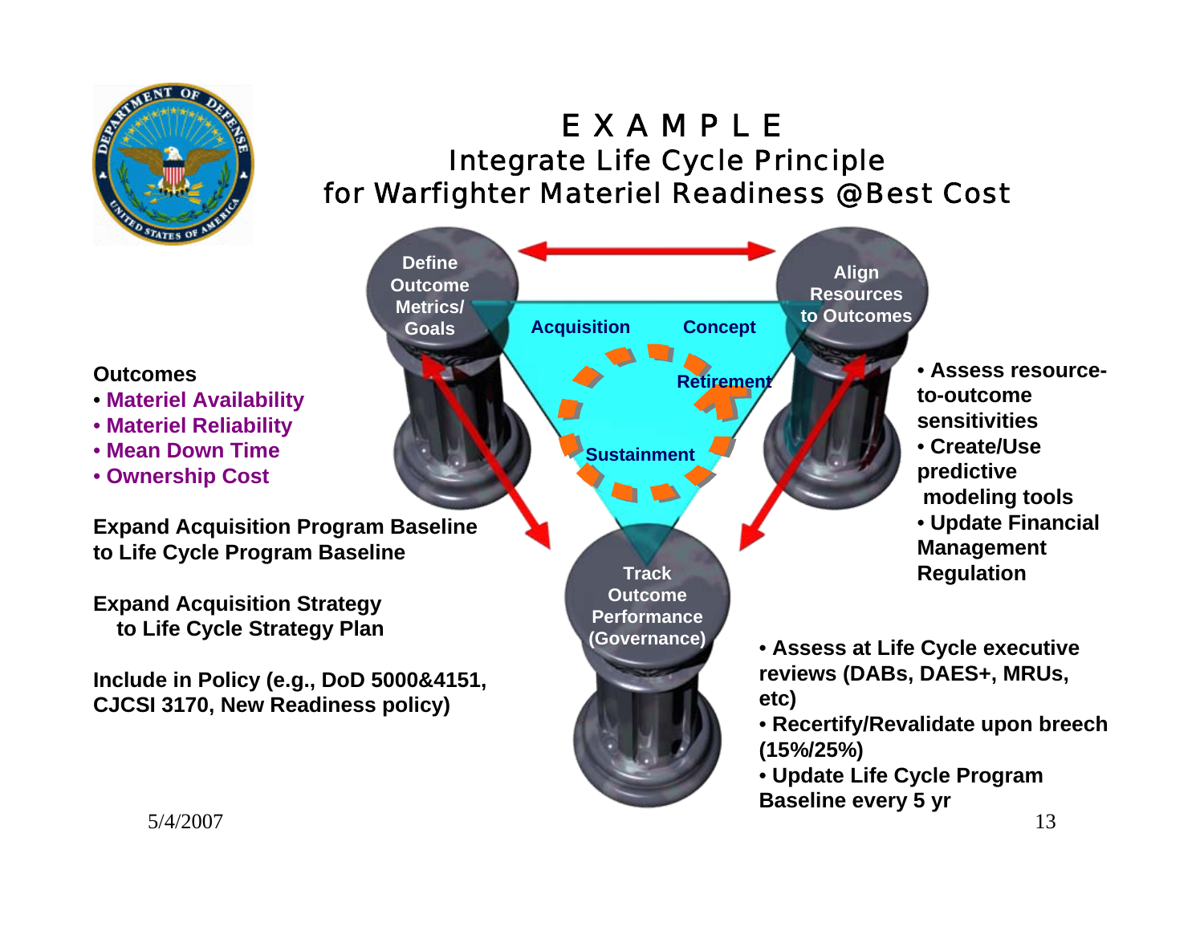# EXAMPLE

## Integrate Life Cycle Principle for Warfighter Materiel Readiness @Best Cost

**Define Outcome Metrics/ Goals**

**Align Resources to Outcomes**

**Track Outcome Performance (Governance)**

**Acquisition** **Concept** **Retirement** **Sustainment**

**Outcomes**

- **Materiel Availability**
- **Materiel Reliability**
- **Mean Down Time**
- **Ownership Cost**

**Expand Acquisition Program Baseline to Life Cycle Program Baseline**

**Expand Acquisition Strategy to Life Cycle Strategy Plan**

**Include in Policy (e.g., DoD 5000&4151, CJCSI 3170, New Readiness policy)**

- **Assess resource-to-outcome sensitivities**
- **Create/Use predictive modeling tools**
- **Update Financial Management Regulation**

- **Assess at Life Cycle executive reviews (DABs, DAES+, MRUs, etc)**
- **Recertify/Revalidate upon breech (15%/25%)**
- **Update Life Cycle Program Baseline every 5 yr**

5/4/2007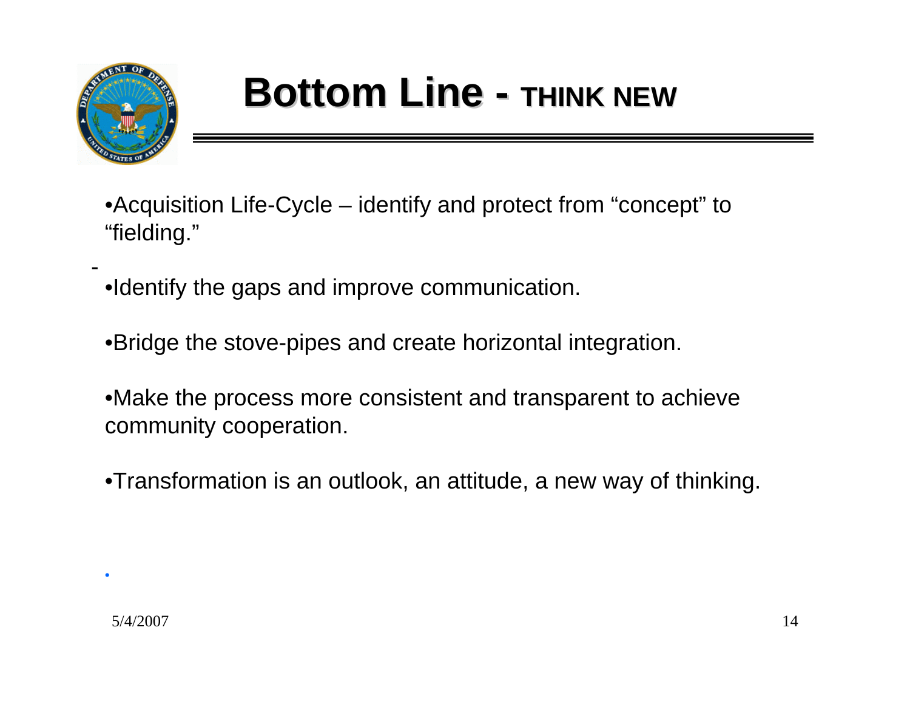# Bottom Line - THINK NEW

- Acquisition Life-Cycle – identify and protect from "concept" to "fielding."
- Identify the gaps and improve communication.
- Bridge the stove-pipes and create horizontal integration.
- Make the process more consistent and transparent to achieve community cooperation.
- Transformation is an outlook, an attitude, a new way of thinking.

5/4/2007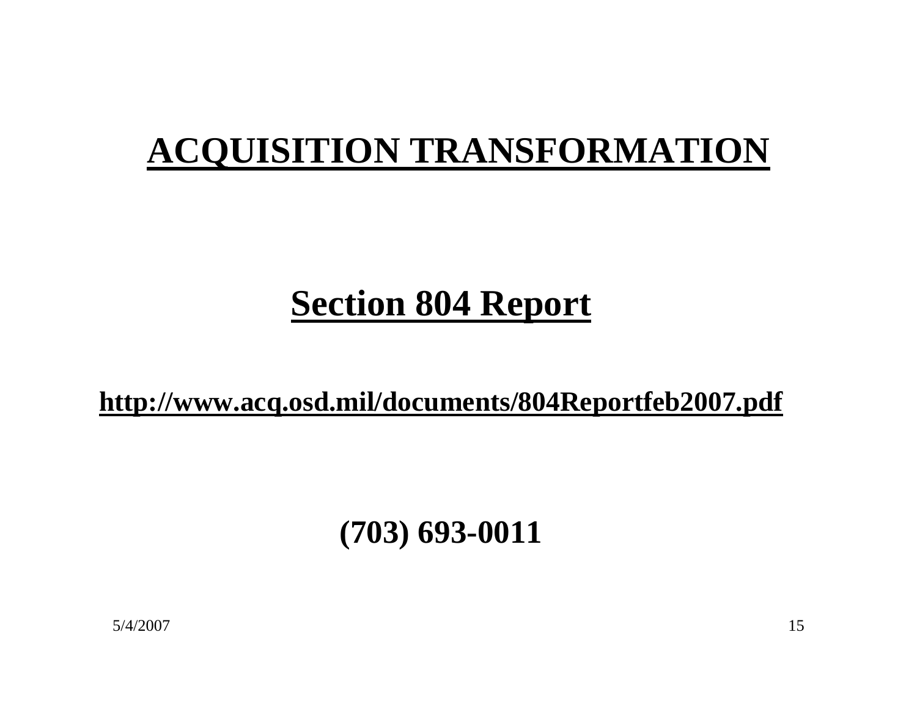# ACQUISITION TRANSFORMATION

## Section 804 Report

**http://www.acq.osd.mil/documents/804Reportfeb2007.pdf**

**(703) 693-0011**

5/4/2007